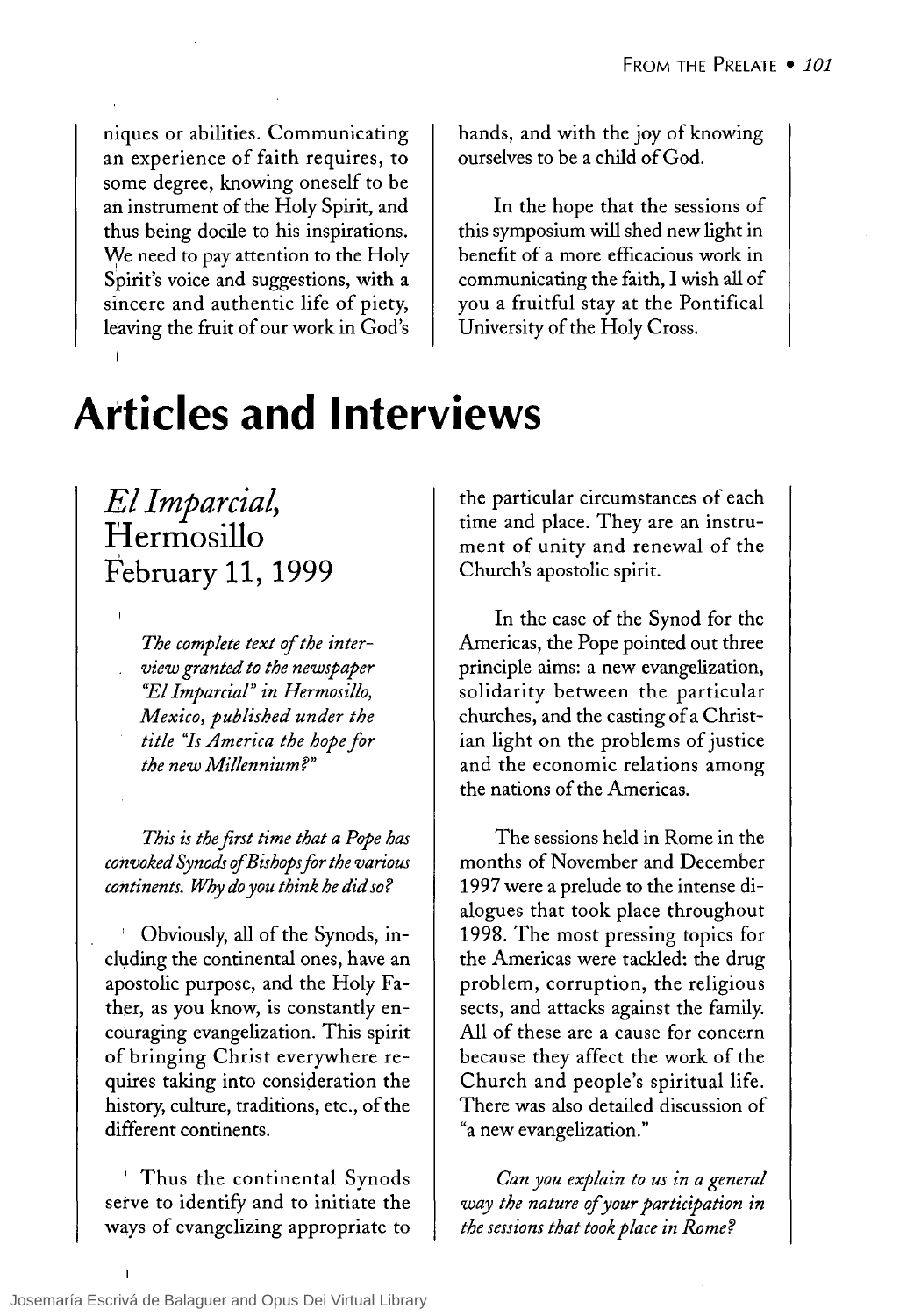niques or abilities. Communicating an experience of faith requires, to some degree, knowing oneself to be an instrument of the Holy Spirit, and thus being docile to his inspirations. We need to pay attention to the Holy Spirit's voice and suggestions, with a sincere and authentic life of piety, leaving the fruit of our work in God's hands, and with the joy of knowing ourselves to be a child of God.

In the hope that the sessions of this symposium will shed new light in benefit of a more efficacious work in communicating the faith, I wish all of you a fruitful stay at the Pontifical University of the Holy Cross.

# Articles and Interviews

## *El Imparcial*, Hermosillo February 11, 1999

*The complete text of the interview granted to the newspaper "El Imparcial" in Hermosillo, Mexico, published under the title "Is America the hope for the new Millennium?"*

*This is the first time that a Pope has convoked Synods of Bishops for the various continents. Why do you think he did so?*

Obviously, all of the Synods, including the continental ones, have an apostolic purpose, and the Holy Father, as you know, is constantly encouraging evangelization. This spirit of bringing Christ everywhere requires taking into consideration the history, culture, traditions, etc., of the different continents.

Thus the continental Synods serve to identify and to initiate the ways of evangelizing appropriate to the particular circumstances of each time and place. They are an instrument of unity and renewal of the Church's apostolic spirit.

In the case of the Synod for the Americas, the Pope pointed out three principle aims: a new evangelization, solidarity between the particular churches, and the casting of a Christian light on the problems of justice and the economic relations among the nations of the Americas.

The sessions held in Rome in the months of November and December 1997 were a prelude to the intense dialogues that took place throughout 1998. The most pressing topics for the Americas were tackled: the drug problem, corruption, the religious sects, and attacks against the family. All of these are a cause for concern because they affect the work of the Church and people's spiritual life. There was also detailed discussion of "a new evangelization."

*Can you explain to us in a general way the nature of your participation in the sessions that took place in Rome?*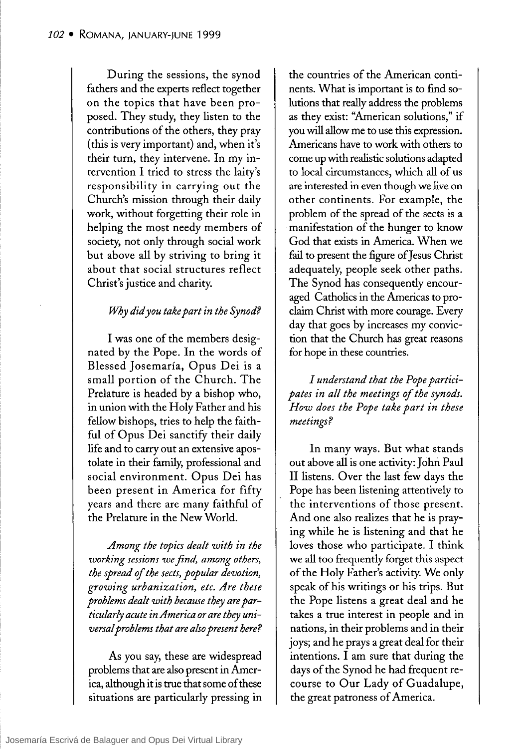During the sessions, the synod fathers and the experts reflect together on the topics that have been proposed. They study, they listen to the contributions of the others, they pray (this is very important) and, when it's their turn, they intervene. In my intervention I tried to stress the laity's responsibility in carrying out the Church's mission through their daily work, without forgetting their role in helping the most needy members of society, not only through social work but above all by striving to bring it about that social structures reflect Christ's justice and charity.

*Why did you take part in the Synod?*

I was one of the members designated by the Pope. In the words of Blessed Josemaría, Opus Dei is a small portion of the Church. The Prelature is headed by a bishop who, in union with the Holy Father and his fellow bishops, tries to help the faithful of Opus Dei sanctify their daily life and to carry out an extensive apostolate in their family, professional and social environment. Opus Dei has been present in America for fifty years and there are many faithful of the Prelature in the New World.

*Among the topics dealt with in the working sessions we find, among others, the spread of the sects, popular devotion, growing urbanization, etc. Are these problems dealt with because they are particularly acute in America or are they universal problems that are also present here?*

As you say, these are widespread problems that are also present in America, although it is true that some of these situations are particularly pressing in the countries of the American continents. What is important is to find solutions that really address the problems as they exist: "American solutions," if you will allow me to use this expression. Americans have to work with others to come up with realistic solutions adapted to local circumstances, which all of us are interested in even though we live on other continents. For example, the problem of the spread of the sects is a manifestation of the hunger to know God that exists in America. When we fail to present the figure of Jesus Christ adequately, people seek other paths. The Synod has consequently encouraged Catholics in the Americas to proclaim Christ with more courage. Every day that goes by increases my conviction that the Church has great reasons for hope in these countries.

*I understand that the Pope participates in all the meetings of the synods. How does the Pope take part in these meetings?*

In many ways. But what stands out above all is one activity: John Paul II listens. Over the last few days the Pope has been listening attentively to the interventions of those present. And one also realizes that he is praying while he is listening and that he loves those who participate. I think we all too frequently forget this aspect of the Holy Father's activity. We only speak of his writings or his trips. But the Pope listens a great deal and he takes a true interest in people and in nations, in their problems and in their joys; and he prays a great deal for their intentions. I am sure that during the days of the Synod he had frequent recourse to Our Lady of Guadalupe, the great patroness of America.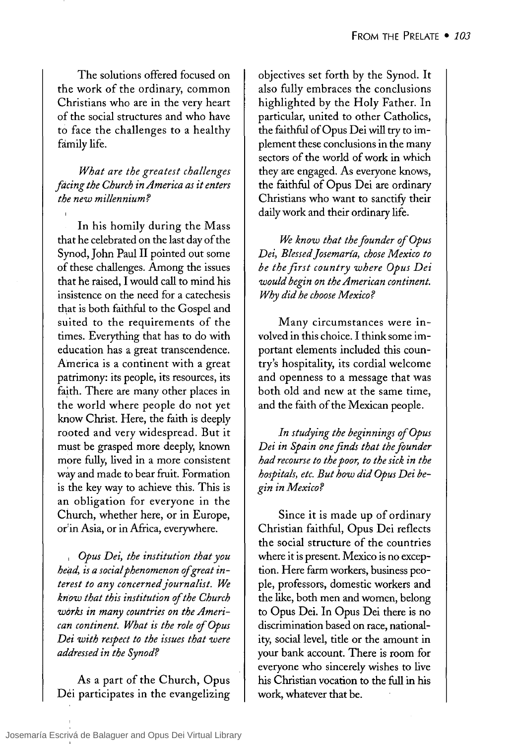The solutions offered focused on the work of the ordinary, common Christians who are in the very heart of the social structures and who have to face the challenges to a healthy family life.

*What are the greatest challenges facing the Church in America as it enters the new millennium?*

In his homily during the Mass that he celebrated on the last day of the Synod, John Paul II pointed out some of these challenges. Among the issues that he raised, I would call to mind his insistence on the need for a catechesis that is both faithful to the Gospel and suited to the requirements of the times. Everything that has to do with education has a great transcendence. America is a continent with a great patrimony: its people, its resources, its faith. There are many other places in the world where people do not yet know Christ. Here, the faith is deeply rooted and very widespread. But it must be grasped more deeply, known more fully, lived in a more consistent way and made to bear fruit. Formation is the key way to achieve this. This is an obligation for everyone in the Church, whether here, or in Europe, or in Asia, or in Africa, everywhere.

*Opus Dei, the institution that you head, is a social phenomenon of great interest to any concerned journalist. We know that this institution of the Church works in many countries on the American continent. What is the role of Opus Dei with respect to the issues that were addressed in the Synod?*

As a part of the Church, Opus Dei participates in the evangelizing objectives set forth by the Synod. It also fully embraces the conclusions highlighted by the Holy Father. In particular, united to other Catholics, the faithful of Opus Dei will try to implement these conclusions in the many sectors of the world of work in which they are engaged. As everyone knows, the faithful of Opus Dei are ordinary Christians who want to sanctify their daily work and their ordinary life.

*We know that the founder of Opus Dei, Blessed Josemaría, chose Mexico to be the first country where Opus Dei would begin on the American continent. Why did he choose Mexico?*

Many circumstances were involved in this choice. I think some important elements included this country's hospitality, its cordial welcome and openness to a message that was both old and new at the same time, and the faith of the Mexican people.

*In studying the beginnings of Opus Dei in Spain one finds that the founder had recourse to the poor, to the sick in the hospitals, etc. But how did Opus Dei begin in Mexico?*

Since it is made up of ordinary Christian faithful, Opus Dei reflects the social structure of the countries where it is present. Mexico is no exception. Here farm workers, business people, professors, domestic workers and the like, both men and women, belong to Opus Dei. In Opus Dei there is no discrimination based on race, nationality, social level, title or the amount in your bank account. There is room for everyone who sincerely wishes to live his Christian vocation to the full in his work, whatever that be.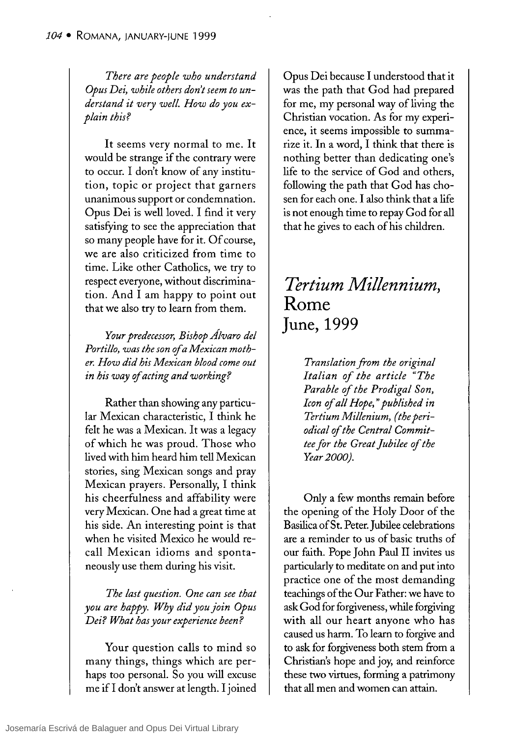*There are people who understand Opus Dei, while others don't seem to understand it very well. How do you explain this?*

It seems very normal to me. It would be strange if the contrary were to occur. I don't know of any institution, topic or project that garners unanimous support or condemnation. Opus Dei is well loved. I find it very satisfying to see the appreciation that so many people have for it. Of course, we are also criticized from time to time. Like other Catholics, we try to respect everyone, without discrimination. And I am happy to point out that we also try to learn from them.

*Your predecessor, Bishop Álvaro del Portillo, was the son of a Mexican mother. How did his Mexican blood come out in his way of acting and working?*

Rather than showing any particular Mexican characteristic, I think he felt he was a Mexican. It was a legacy of which he was proud. Those who lived with him heard him tell Mexican stories, sing Mexican songs and pray Mexican prayers. Personally, I think his cheerfulness and affability were very Mexican. One had a great time at his side. An interesting point is that when he visited Mexico he would recall Mexican idioms and spontaneously use them during his visit.

*The last question. One can see that you are happy. Why did you join Opus Dei? What has your experience been?*

Your question calls to mind so many things, things which are perhaps too personal. So you will excuse me if I don't answer at length. I joined Opus Dei because I understood that it was the path that God had prepared for me, my personal way of living the Christian vocation. As for my experience, it seems impossible to summarize it. In a word, I think that there is nothing better than dedicating one's life to the service of God and others, following the path that God has chosen for each one. I also think that a life is not enough time to repay God for all that he gives to each of his children.

## *Tertium Millennium*, Rome June, 1999

*Translation from the original Italian of the article "The Parable of the Prodigal Son, Icon of all Hope," published in Tertium Millenium, (the periodical of the Central Committee for the Great Jubilee of the Year 2000).*

Only a few months remain before the opening of the Holy Door of the Basilica of St. Peter. Jubilee celebrations are a reminder to us of basic truths of our faith. Pope John Paul II invites us particularly to meditate on and put into practice one of the most demanding teachings of the Our Father: we have to ask God for forgiveness, while forgiving with all our heart anyone who has caused us harm. To learn to forgive and to ask for forgiveness both stem from a Christian's hope and joy, and reinforce these two virtues, forming a patrimony that all men and women can attain.